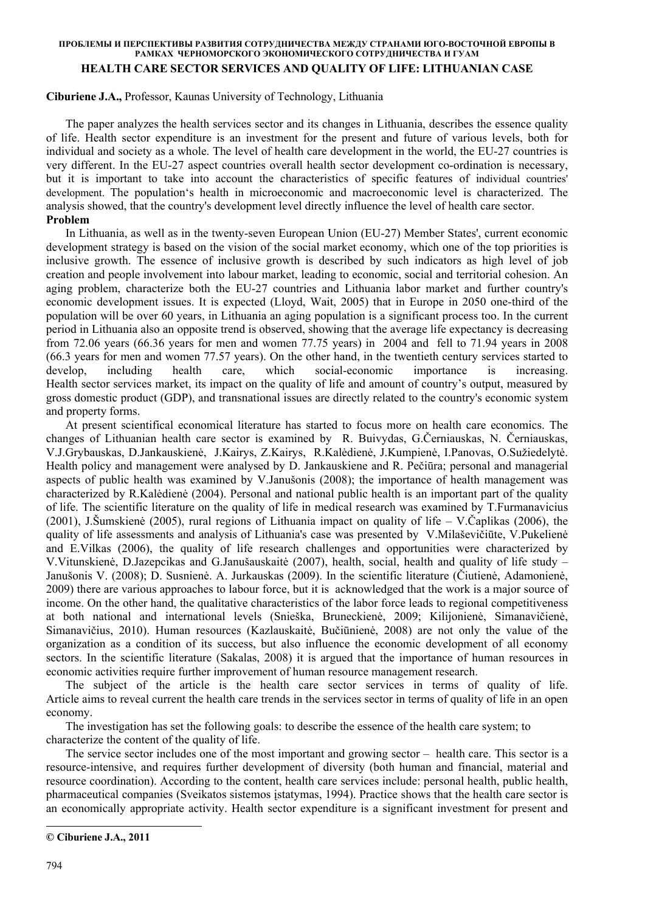# HEALTH CARE SECTOR SERVICES AND QUALITY OF LIFE: LITHUANIAN CASE

**Ciburiene J.A.,** Professor, Kaunas University of Technology, Lithuania

The paper analyzes the health services sector and its changes in Lithuania, describes the essence quality of life. Health sector expenditure is an investment for the present and future of various levels, both for individual and society as a whole. The level of health care development in the world, the EU-27 countries is very different. In the EU-27 aspect countries overall health sector development co-ordination is necessary, but it is important to take into account the characteristics of specific features of individual countries' development. The population's health in microeconomic and macroeconomic level is characterized. The analysis showed, that the country's development level directly influence the level of health care sector.

**Problem**

In Lithuania, as well as in the twenty-seven European Union (EU-27) Member States', current economic development strategy is based on the vision of the social market economy, which one of the top priorities is inclusive growth. The essence of inclusive growth is described by such indicators as high level of job creation and people involvement into labour market, leading to economic, social and territorial cohesion. An aging problem, characterize both the EU-27 countries and Lithuania labor market and further country's economic development issues. It is expected (Lloyd, Wait, 2005) that in Europe in 2050 one-third of the population will be over 60 years, in Lithuania an aging population is a significant process too. In the current period in Lithuania also an opposite trend is observed, showing that the average life expectancy is decreasing from 72.06 years (66.36 years for men and women 77.75 years) in 2004 and fell to 71.94 years in 2008 (66.3 years for men and women 77.57 years). On the other hand, in the twentieth century services started to develop, including health care, which social-economic importance is increasing. Health sector services market, its impact on the quality of life and amount of country's output, measured by gross domestic product (GDP), and transnational issues are directly related to the country's economic system and property forms.

At present scientifical economical literature has started to focus more on health care economics. The changes of Lithuanian health care sector is examined by R. Buivydas, G.Černiauskas, N. Černiauskas, V.J.Grybauskas, D.Jankauskienė, J.Kairys, Z.Kairys, R.Kalėdienė, J.Kumpienė, I.Panovas, O.Sužiedelytė. Health policy and management were analysed by D. Jankauskiene and R. Pečiūra; personal and managerial aspects of public health was examined by V.Janušonis (2008); the importance of health management was characterized by R.Kalėdienė (2004). Personal and national public health is an important part of the quality of life. The scientific literature on the quality of life in medical research was examined by T.Furmanavicius (2001), J.Šumskienė (2005), rural regions of Lithuania impact on quality of life – V.Čaplikas (2006), the quality of life assessments and analysis of Lithuania's case was presented by V.Milaševičiūte, V.Pukelienė and E.Vilkas (2006), the quality of life research challenges and opportunities were characterized by V.Vitunskienė, D.Jazepcikas and G.Janušauskaitė (2007), health, social, health and quality of life study – Janušonis V. (2008); D. Susnienė. A. Jurkauskas (2009). In the scientific literature (Čiutienė, Adamonienė, 2009) there are various approaches to labour force, but it is acknowledged that the work is a major source of income. On the other hand, the qualitative characteristics of the labor force leads to regional competitiveness at both national and international levels (Snieška, Bruneckienė, 2009; Kilijonienė, Simanavičienė, Simanavičius, 2010). Human resources (Kazlauskaitė, Bučiūnienė, 2008) are not only the value of the organization as a condition of its success, but also influence the economic development of all economy sectors. In the scientific literature (Sakalas, 2008) it is argued that the importance of human resources in economic activities require further improvement of human resource management research.

The subject of the article is the health care sector services in terms of quality of life. Article aims to reveal current the health care trends in the services sector in terms of quality of life in an open economy.

The investigation has set the following goals: to describe the essence of the health care system; to characterize the content of the quality of life.

The service sector includes one of the most important and growing sector – health care. This sector is a resource-intensive, and requires further development of diversity (both human and financial, material and resource coordination). According to the content, health care services include: personal health, public health, pharmaceutical companies (Sveikatos sistemos įstatymas, 1994). Practice shows that the health care sector is an economically appropriate activity. Health sector expenditure is a significant investment for present and

**© Ciburiene J.A., 2011**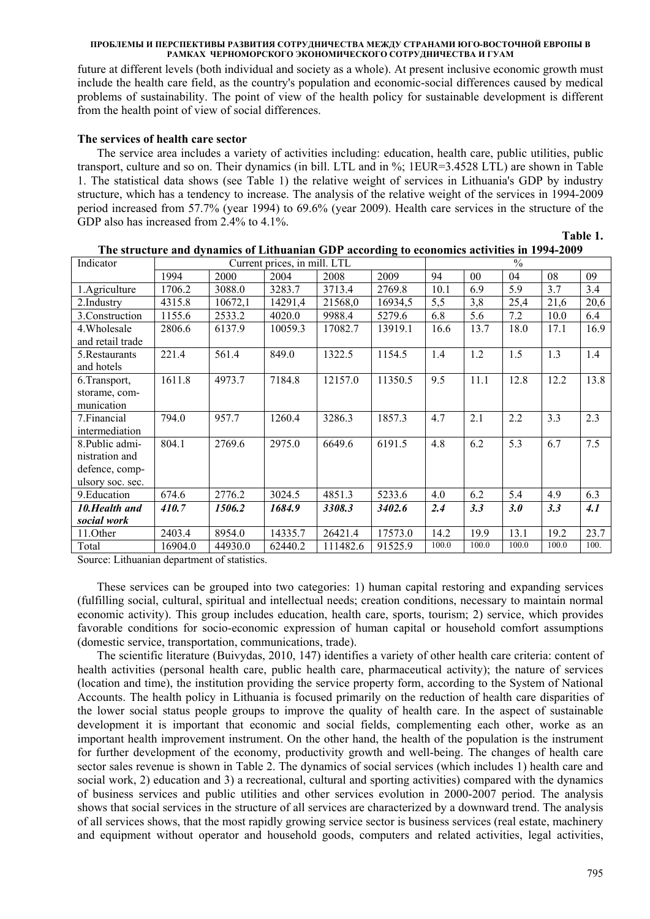future at different levels (both individual and society as a whole). At present inclusive economic growth must include the health care field, as the country's population and economic-social differences caused by medical problems of sustainability. The point of view of the health policy for sustainable development is different from the health point of view of social differences.

**The services of health care sector**

The service area includes a variety of activities including: education, health care, public utilities, public transport, culture and so on. Their dynamics (in bill. LTL and in %; 1EUR=3.4528 LTL) are shown in Table 1. The statistical data shows (see Table 1) the relative weight of services in Lithuania's GDP by industry structure, which has a tendency to increase. The analysis of the relative weight of the services in 1994-2009 period increased from 57.7% (year 1994) to 69.6% (year 2009). Health care services in the structure of the GDP also has increased from 2.4% to 4.1%.

**Table 1.**

**The structure and dynamics of Lithuanian GDP according to economics activities in 1994-2009**

| Indicator | Current prices, in mill. LTL | | | | | % | | | | |
|---|---|---|---|---|---|---|---|---|---|---|
| | 1994 | 2000 | 2004 | 2008 | 2009 | 94 | 00 | 04 | 08 | 09 |
| 1.Agriculture | 1706.2 | 3088.0 | 3283.7 | 3713.4 | 2769.8 | 10.1 | 6.9 | 5.9 | 3.7 | 3.4 |
| 2.Industry | 4315.8 | 10672,1 | 14291,4 | 21568,0 | 16934,5 | 5,5 | 3,8 | 25,4 | 21,6 | 20,6 |
| 3.Construction | 1155.6 | 2533.2 | 4020.0 | 9988.4 | 5279.6 | 6.8 | 5.6 | 7.2 | 10.0 | 6.4 |
| 4.Wholesale and retail trade | 2806.6 | 6137.9 | 10059.3 | 17082.7 | 13919.1 | 16.6 | 13.7 | 18.0 | 17.1 | 16.9 |
| 5.Restaurants and hotels | 221.4 | 561.4 | 849.0 | 1322.5 | 1154.5 | 1.4 | 1.2 | 1.5 | 1.3 | 1.4 |
| 6.Transport, storame, communication | 1611.8 | 4973.7 | 7184.8 | 12157.0 | 11350.5 | 9.5 | 11.1 | 12.8 | 12.2 | 13.8 |
| 7.Financial intermediation | 794.0 | 957.7 | 1260.4 | 3286.3 | 1857.3 | 4.7 | 2.1 | 2.2 | 3.3 | 2.3 |
| 8.Public administration and defence, compulsory soc. sec. | 804.1 | 2769.6 | 2975.0 | 6649.6 | 6191.5 | 4.8 | 6.2 | 5.3 | 6.7 | 7.5 |
| 9.Education | 674.6 | 2776.2 | 3024.5 | 4851.3 | 5233.6 | 4.0 | 6.2 | 5.4 | 4.9 | 6.3 |
| ***10.Health and social work*** | ***410.7*** | ***1506.2*** | ***1684.9*** | ***3308.3*** | ***3402.6*** | ***2.4*** | ***3.3*** | ***3.0*** | ***3.3*** | ***4.1*** |
| 11.Other | 2403.4 | 8954.0 | 14335.7 | 26421.4 | 17573.0 | 14.2 | 19.9 | 13.1 | 19.2 | 23.7 |
| Total | 16904.0 | 44930.0 | 62440.2 | 111482.6 | 91525.9 | 100.0 | 100.0 | 100.0 | 100.0 | 100. |

Source: Lithuanian department of statistics.

These services can be grouped into two categories: 1) human capital restoring and expanding services (fulfilling social, cultural, spiritual and intellectual needs; creation conditions, necessary to maintain normal economic activity). This group includes education, health care, sports, tourism; 2) service, which provides favorable conditions for socio-economic expression of human capital or household comfort assumptions (domestic service, transportation, communications, trade).

The scientific literature (Buivydas, 2010, 147) identifies a variety of other health care criteria: content of health activities (personal health care, public health care, pharmaceutical activity); the nature of services (location and time), the institution providing the service property form, according to the System of National Accounts. The health policy in Lithuania is focused primarily on the reduction of health care disparities of the lower social status people groups to improve the quality of health care. In the aspect of sustainable development it is important that economic and social fields, complementing each other, worke as an important health improvement instrument. On the other hand, the health of the population is the instrument for further development of the economy, productivity growth and well-being. The changes of health care sector sales revenue is shown in Table 2. The dynamics of social services (which includes 1) health care and social work, 2) education and 3) a recreational, cultural and sporting activities) compared with the dynamics of business services and public utilities and other services evolution in 2000-2007 period. The analysis shows that social services in the structure of all services are characterized by a downward trend. The analysis of all services shows, that the most rapidly growing service sector is business services (real estate, machinery and equipment without operator and household goods, computers and related activities, legal activities,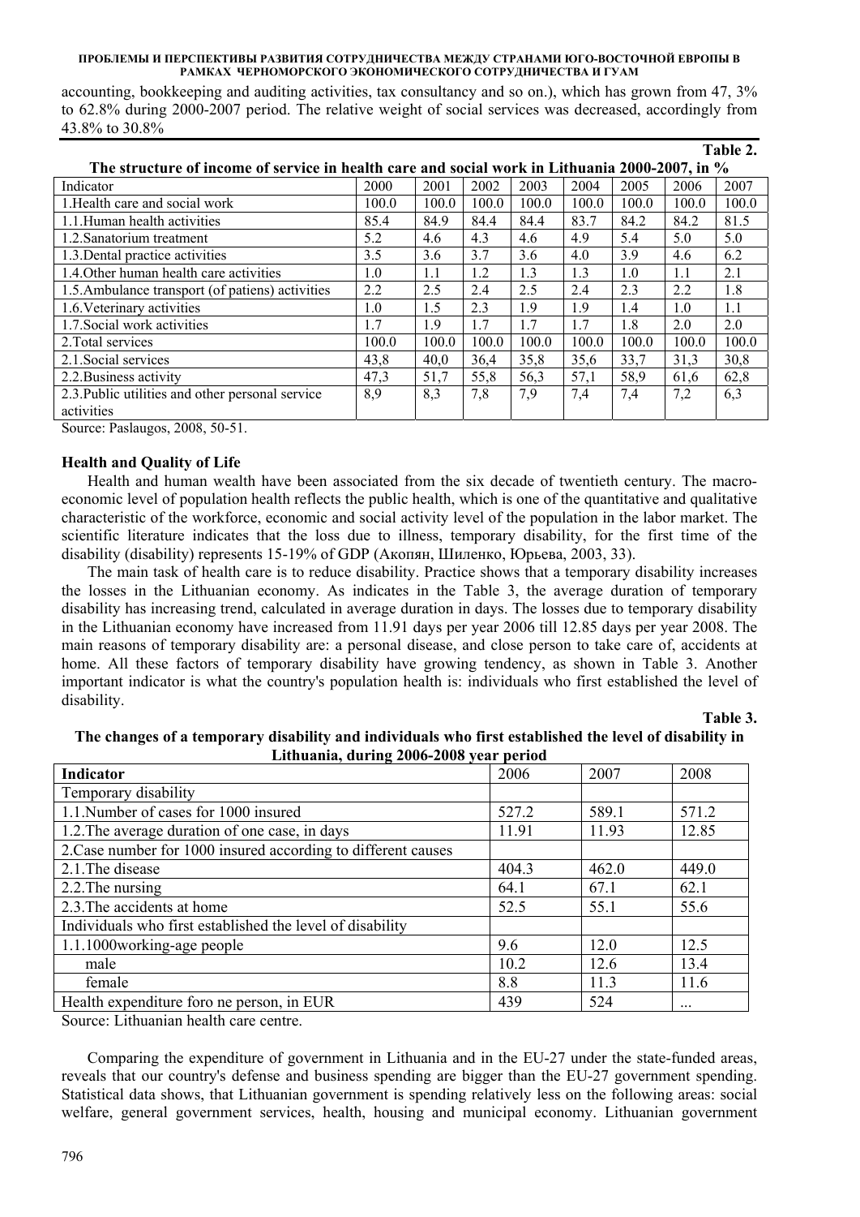accounting, bookkeeping and auditing activities, tax consultancy and so on.), which has grown from 47, 3% to 62.8% during 2000-2007 period. The relative weight of social services was decreased, accordingly from 43.8% to 30.8%

**Table 2.**

**The structure of income of service in health care and social work in Lithuania 2000-2007, in %**

| Indicator | 2000 | 2001 | 2002 | 2003 | 2004 | 2005 | 2006 | 2007 |
|---|---|---|---|---|---|---|---|---|
| 1.Health care and social work | 100.0 | 100.0 | 100.0 | 100.0 | 100.0 | 100.0 | 100.0 | 100.0 |
| 1.1.Human health activities | 85.4 | 84.9 | 84.4 | 84.4 | 83.7 | 84.2 | 84.2 | 81.5 |
| 1.2.Sanatorium treatment | 5.2 | 4.6 | 4.3 | 4.6 | 4.9 | 5.4 | 5.0 | 5.0 |
| 1.3.Dental practice activities | 3.5 | 3.6 | 3.7 | 3.6 | 4.0 | 3.9 | 4.6 | 6.2 |
| 1.4.Other human health care activities | 1.0 | 1.1 | 1.2 | 1.3 | 1.3 | 1.0 | 1.1 | 2.1 |
| 1.5.Ambulance transport (of patiens) activities | 2.2 | 2.5 | 2.4 | 2.5 | 2.4 | 2.3 | 2.2 | 1.8 |
| 1.6.Veterinary activities | 1.0 | 1.5 | 2.3 | 1.9 | 1.9 | 1.4 | 1.0 | 1.1 |
| 1.7.Social work activities | 1.7 | 1.9 | 1.7 | 1.7 | 1.7 | 1.8 | 2.0 | 2.0 |
| 2.Total services | 100.0 | 100.0 | 100.0 | 100.0 | 100.0 | 100.0 | 100.0 | 100.0 |
| 2.1.Social services | 43,8 | 40,0 | 36,4 | 35,8 | 35,6 | 33,7 | 31,3 | 30,8 |
| 2.2.Business activity | 47,3 | 51,7 | 55,8 | 56,3 | 57,1 | 58,9 | 61,6 | 62,8 |
| 2.3.Public utilities and other personal service activities | 8,9 | 8,3 | 7,8 | 7,9 | 7,4 | 7,4 | 7,2 | 6,3 |

Source: Paslaugos, 2008, 50-51.

**Health and Quality of Life**

Health and human wealth have been associated from the six decade of twentieth century. The macro-economic level of population health reflects the public health, which is one of the quantitative and qualitative characteristic of the workforce, economic and social activity level of the population in the labor market. The scientific literature indicates that the loss due to illness, temporary disability, for the first time of the disability (disability) represents 15-19% of GDP (Акопян, Шиленко, Юрьева, 2003, 33).

The main task of health care is to reduce disability. Practice shows that a temporary disability increases the losses in the Lithuanian economy. As indicates in the Table 3, the average duration of temporary disability has increasing trend, calculated in average duration in days. The losses due to temporary disability in the Lithuanian economy have increased from 11.91 days per year 2006 till 12.85 days per year 2008. The main reasons of temporary disability are: a personal disease, and close person to take care of, accidents at home. All these factors of temporary disability have growing tendency, as shown in Table 3. Another important indicator is what the country's population health is: individuals who first established the level of disability.

**Table 3.**

**The changes of a temporary disability and individuals who first established the level of disability in Lithuania, during 2006-2008 year period**

| Indicator | 2006 | 2007 | 2008 |
|---|---|---|---|
| Temporary disability | | | |
| 1.1.Number of cases for 1000 insured | 527.2 | 589.1 | 571.2 |
| 1.2.The average duration of one case, in days | 11.91 | 11.93 | 12.85 |
| 2.Case number for 1000 insured according to different causes | | | |
| 2.1.The disease | 404.3 | 462.0 | 449.0 |
| 2.2.The nursing | 64.1 | 67.1 | 62.1 |
| 2.3.The accidents at home | 52.5 | 55.1 | 55.6 |
| Individuals who first established the level of disability | | | |
| 1.1.1000working-age people | 9.6 | 12.0 | 12.5 |
| male | 10.2 | 12.6 | 13.4 |
| female | 8.8 | 11.3 | 11.6 |
| Health expenditure foro ne person, in EUR | 439 | 524 | ... |

Source: Lithuanian health care centre.

Comparing the expenditure of government in Lithuania and in the EU-27 under the state-funded areas, reveals that our country's defense and business spending are bigger than the EU-27 government spending. Statistical data shows, that Lithuanian government is spending relatively less on the following areas: social welfare, general government services, health, housing and municipal economy. Lithuanian government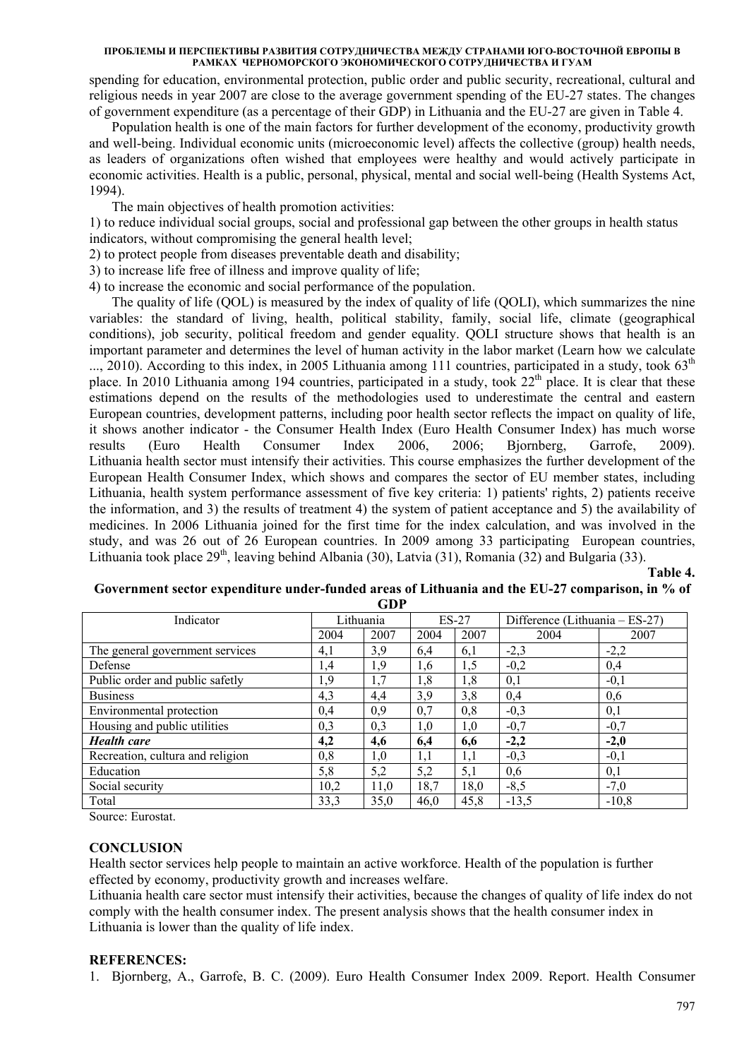spending for education, environmental protection, public order and public security, recreational, cultural and religious needs in year 2007 are close to the average government spending of the EU-27 states. The changes of government expenditure (as a percentage of their GDP) in Lithuania and the EU-27 are given in Table 4.

Population health is one of the main factors for further development of the economy, productivity growth and well-being. Individual economic units (microeconomic level) affects the collective (group) health needs, as leaders of organizations often wished that employees were healthy and would actively participate in economic activities. Health is a public, personal, physical, mental and social well-being (Health Systems Act, 1994).

The main objectives of health promotion activities:

1) to reduce individual social groups, social and professional gap between the other groups in health status indicators, without compromising the general health level;
2) to protect people from diseases preventable death and disability;
3) to increase life free of illness and improve quality of life;
4) to increase the economic and social performance of the population.

The quality of life (QOL) is measured by the index of quality of life (QOLI), which summarizes the nine variables: the standard of living, health, political stability, family, social life, climate (geographical conditions), job security, political freedom and gender equality. QOLI structure shows that health is an important parameter and determines the level of human activity in the labor market (Learn how we calculate ..., 2010). According to this index, in 2005 Lithuania among 111 countries, participated in a study, took 63[th] place. In 2010 Lithuania among 194 countries, participated in a study, took 22[th] place. It is clear that these estimations depend on the results of the methodologies used to underestimate the central and eastern European countries, development patterns, including poor health sector reflects the impact on quality of life, it shows another indicator - the Consumer Health Index (Euro Health Consumer Index) has much worse results (Euro Health Consumer Index 2006, 2006; Bjornberg, Garrofe, 2009). Lithuania health sector must intensify their activities. This course emphasizes the further development of the European Health Consumer Index, which shows and compares the sector of EU member states, including Lithuania, health system performance assessment of five key criteria: 1) patients' rights, 2) patients receive the information, and 3) the results of treatment 4) the system of patient acceptance and 5) the availability of medicines. In 2006 Lithuania joined for the first time for the index calculation, and was involved in the study, and was 26 out of 26 European countries. In 2009 among 33 participating European countries, Lithuania took place 29[th], leaving behind Albania (30), Latvia (31), Romania (32) and Bulgaria (33).

**Table 4.**

**Government sector expenditure under-funded areas of Lithuania and the EU-27 comparison, in % of GDP**

| Indicator | Lithuania | | ES-27 | | Difference (Lithuania – ES-27) | |
|---|---|---|---|---|---|---|
| | 2004 | 2007 | 2004 | 2007 | 2004 | 2007 |
| The general government services | 4,1 | 3,9 | 6,4 | 6,1 | -2,3 | -2,2 |
| Defense | 1,4 | 1,9 | 1,6 | 1,5 | -0,2 | 0,4 |
| Public order and public safetly | 1,9 | 1,7 | 1,8 | 1,8 | 0,1 | -0,1 |
| Business | 4,3 | 4,4 | 3,9 | 3,8 | 0,4 | 0,6 |
| Environmental protection | 0,4 | 0,9 | 0,7 | 0,8 | -0,3 | 0,1 |
| Housing and public utilities | 0,3 | 0,3 | 1,0 | 1,0 | -0,7 | -0,7 |
| ***Health care*** | **4,2** | **4,6** | **6,4** | **6,6** | **-2,2** | **-2,0** |
| Recreation, cultura and religion | 0,8 | 1,0 | 1,1 | 1,1 | -0,3 | -0,1 |
| Education | 5,8 | 5,2 | 5,2 | 5,1 | 0,6 | 0,1 |
| Social security | 10,2 | 11,0 | 18,7 | 18,0 | -8,5 | -7,0 |
| Total | 33,3 | 35,0 | 46,0 | 45,8 | -13,5 | -10,8 |

Source: Eurostat.

## CONCLUSION

Health sector services help people to maintain an active workforce. Health of the population is further effected by economy, productivity growth and increases welfare.

Lithuania health care sector must intensify their activities, because the changes of quality of life index do not comply with the health consumer index. The present analysis shows that the health consumer index in Lithuania is lower than the quality of life index.

## REFERENCES:

1. Bjornberg, A., Garrofe, B. C. (2009). Euro Health Consumer Index 2009. Report. Health Consumer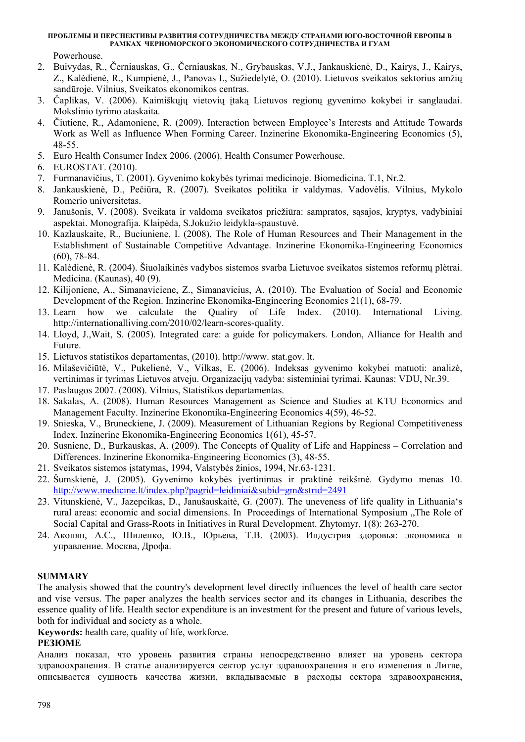Powerhouse.

2. Buivydas, R., Černiauskas, G., Černiauskas, N., Grybauskas, V.J., Jankauskienė, D., Kairys, J., Kairys, Z., Kalėdienė, R., Kumpienė, J., Panovas I., Sužiedelytė, O. (2010). Lietuvos sveikatos sektorius amžių sandūroje. Vilnius, Sveikatos ekonomikos centras.
3. Čaplikas, V. (2006). Kaimiškųjų vietovių įtaką Lietuvos regionų gyvenimo kokybei ir sanglaudai. Mokslinio tyrimo ataskaita.
4. Čiutiene, R., Adamoniene, R. (2009). Interaction between Employee's Interests and Attitude Towards Work as Well as Influence When Forming Career. Inzinerine Ekonomika-Engineering Economics (5), 48-55.
5. Euro Health Consumer Index 2006. (2006). Health Consumer Powerhouse.
6. EUROSTAT. (2010).
7. Furmanavičius, T. (2001). Gyvenimo kokybės tyrimai medicinoje. Biomedicina. T.1, Nr.2.
8. Jankauskienė, D., Pečiūra, R. (2007). Sveikatos politika ir valdymas. Vadovėlis. Vilnius, Mykolo Romerio universitetas.
9. Janušonis, V. (2008). Sveikata ir valdoma sveikatos priežiūra: sampratos, sąsajos, kryptys, vadybiniai aspektai. Monografija. Klaipėda, S.Jokužio leidykla-spaustuvė.
10. Kazlauskaite, R., Buciuniene, I. (2008). The Role of Human Resources and Their Management in the Establishment of Sustainable Competitive Advantage. Inzinerine Ekonomika-Engineering Economics (60), 78-84.
11. Kalėdienė, R. (2004). Šiuolaikinės vadybos sistemos svarba Lietuvoe sveikatos sistemos reformų plėtrai. Medicina. (Kaunas), 40 (9).
12. Kilijoniene, A., Simanaviciene, Z., Simanavicius, A. (2010). The Evaluation of Social and Economic Development of the Region. Inzinerine Ekonomika-Engineering Economics 21(1), 68-79.
13. Learn how we calculate the Qualiry of Life Index. (2010). International Living. http://internationalliving.com/2010/02/learn-scores-quality.
14. Lloyd, J.,Wait, S. (2005). Integrated care: a guide for policymakers. London, Alliance for Health and Future.
15. Lietuvos statistikos departamentas, (2010). http://www. stat.gov. lt.
16. Milaševičiūtė, V., Pukelienė, V., Vilkas, E. (2006). Indeksas gyvenimo kokybei matuoti: analizė, vertinimas ir tyrimas Lietuvos atveju. Organizacijų vadyba: sisteminiai tyrimai. Kaunas: VDU, Nr.39.
17. Paslaugos 2007. (2008). Vilnius, Statistikos departamentas.
18. Sakalas, A. (2008). Human Resources Management as Science and Studies at KTU Economics and Management Faculty. Inzinerine Ekonomika-Engineering Economics 4(59), 46-52.
19. Snieska, V., Bruneckiene, J. (2009). Measurement of Lithuanian Regions by Regional Competitiveness Index. Inzinerine Ekonomika-Engineering Economics 1(61), 45-57.
20. Susniene, D., Burkauskas, A. (2009). The Concepts of Quality of Life and Happiness – Correlation and Differences. Inzinerine Ekonomika-Engineering Economics (3), 48-55.
21. Sveikatos sistemos įstatymas, 1994, Valstybės žinios, 1994, Nr.63-1231.
22. Šumskienė, J. (2005). Gyvenimo kokybės įvertinimas ir praktinė reikšmė. Gydymo menas 10. http://www.medicine.lt/index.php?pagrid=leidiniai&subid=gm&strid=2491
23. Vitunskienė, V., Jazepcikas, D., Janušauskaitė, G. (2007). The uneveness of life quality in Lithuania's rural areas: economic and social dimensions. In Proceedings of International Symposium „The Role of Social Capital and Grass-Roots in Initiatives in Rural Development. Zhytomyr, 1(8): 263-270.
24. Акопян, А.С., Шиленко, Ю.В., Юрьева, Т.В. (2003). Индустрия здоровья: экономика и управление. Москва, Дрофа.

**SUMMARY**

The analysis showed that the country's development level directly influences the level of health care sector and vise versus. The paper analyzes the health services sector and its changes in Lithuania, describes the essence quality of life. Health sector expenditure is an investment for the present and future of various levels, both for individual and society as a whole.

**Keywords:** health care, quality of life, workforce.

**РЕЗЮМЕ**

Анализ показал, что уровень развития страны непосредственно влияет на уровень сектора здравоохранения. В статье анализируется сектор услуг здравоохранения и его изменения в Литве, описывается сущность качества жизни, вкладываемые в расходы сектора здравоохранения,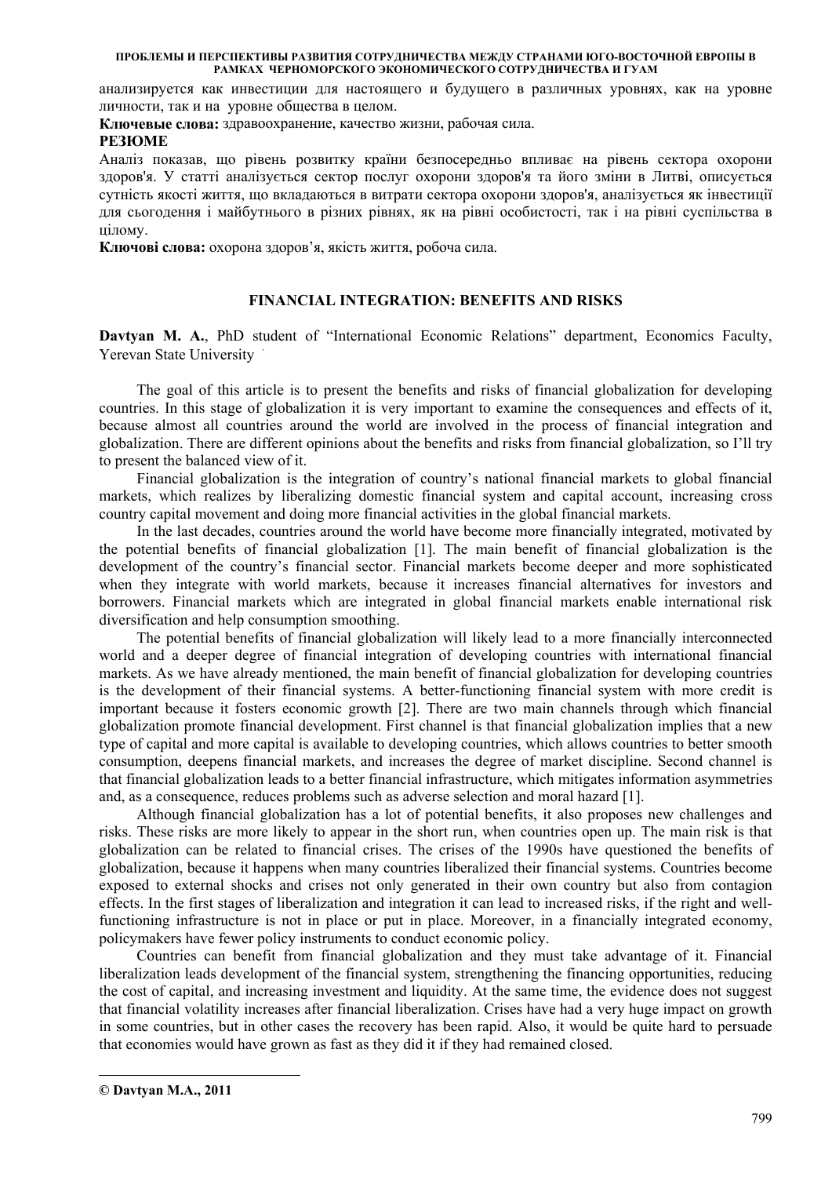анализируется как инвестиции для настоящего и будущего в различных уровнях, как на уровне личности, так и на уровне общества в целом.

**Ключевые слова:** здравоохранение, качество жизни, рабочая сила.

**РЕЗЮМЕ**

Аналіз показав, що рівень розвитку країни безпосередньо впливає на рівень сектора охорони здоров'я. У статті аналізується сектор послуг охорони здоров'я та його зміни в Литві, описується сутність якості життя, що вкладаються в витрати сектора охорони здоров'я, аналізується як інвестиції для сьогодення і майбутнього в різних рівнях, як на рівні особистості, так і на рівні суспільства в цілому.

**Ключові слова:** охорона здоров'я, якість життя, робоча сила.

## FINANCIAL INTEGRATION: BENEFITS AND RISKS

**Davtyan M. A.**, PhD student of "International Economic Relations" department, Economics Faculty, Yerevan State University

The goal of this article is to present the benefits and risks of financial globalization for developing countries. In this stage of globalization it is very important to examine the consequences and effects of it, because almost all countries around the world are involved in the process of financial integration and globalization. There are different opinions about the benefits and risks from financial globalization, so I'll try to present the balanced view of it.

Financial globalization is the integration of country's national financial markets to global financial markets, which realizes by liberalizing domestic financial system and capital account, increasing cross country capital movement and doing more financial activities in the global financial markets.

In the last decades, countries around the world have become more financially integrated, motivated by the potential benefits of financial globalization [1]. The main benefit of financial globalization is the development of the country's financial sector. Financial markets become deeper and more sophisticated when they integrate with world markets, because it increases financial alternatives for investors and borrowers. Financial markets which are integrated in global financial markets enable international risk diversification and help consumption smoothing.

The potential benefits of financial globalization will likely lead to a more financially interconnected world and a deeper degree of financial integration of developing countries with international financial markets. As we have already mentioned, the main benefit of financial globalization for developing countries is the development of their financial systems. A better-functioning financial system with more credit is important because it fosters economic growth [2]. There are two main channels through which financial globalization promote financial development. First channel is that financial globalization implies that a new type of capital and more capital is available to developing countries, which allows countries to better smooth consumption, deepens financial markets, and increases the degree of market discipline. Second channel is that financial globalization leads to a better financial infrastructure, which mitigates information asymmetries and, as a consequence, reduces problems such as adverse selection and moral hazard [1].

Although financial globalization has a lot of potential benefits, it also proposes new challenges and risks. These risks are more likely to appear in the short run, when countries open up. The main risk is that globalization can be related to financial crises. The crises of the 1990s have questioned the benefits of globalization, because it happens when many countries liberalized their financial systems. Countries become exposed to external shocks and crises not only generated in their own country but also from contagion effects. In the first stages of liberalization and integration it can lead to increased risks, if the right and well-functioning infrastructure is not in place or put in place. Moreover, in a financially integrated economy, policymakers have fewer policy instruments to conduct economic policy.

Countries can benefit from financial globalization and they must take advantage of it. Financial liberalization leads development of the financial system, strengthening the financing opportunities, reducing the cost of capital, and increasing investment and liquidity. At the same time, the evidence does not suggest that financial volatility increases after financial liberalization. Crises have had a very huge impact on growth in some countries, but in other cases the recovery has been rapid. Also, it would be quite hard to persuade that economies would have grown as fast as they did it if they had remained closed.

---

**© Davtyan M.A., 2011**